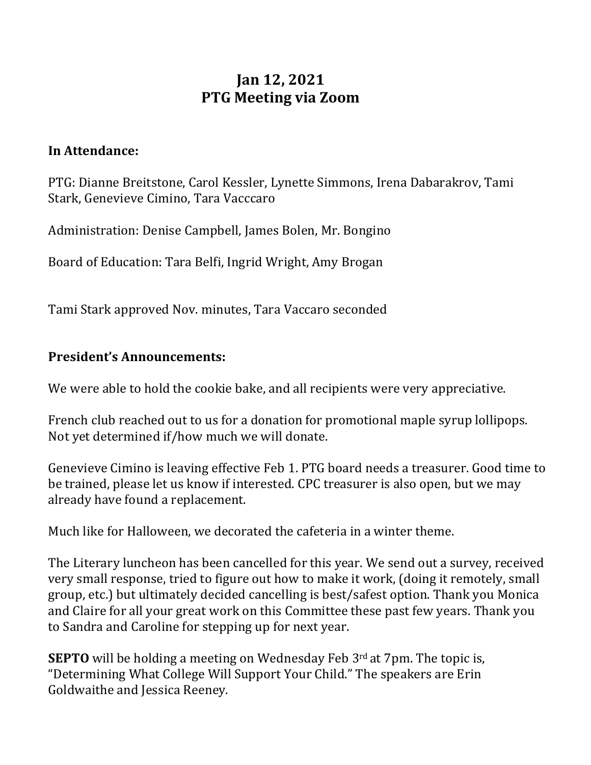# Jan 12, 2021
# PTG Meeting via Zoom

**In Attendance:**

PTG: Dianne Breitstone, Carol Kessler, Lynette Simmons, Irena Dabarakrov, Tami Stark, Genevieve Cimino, Tara Vacccaro

Administration: Denise Campbell, James Bolen, Mr. Bongino

Board of Education: Tara Belfi, Ingrid Wright, Amy Brogan

Tami Stark approved Nov. minutes, Tara Vaccaro seconded

**President's Announcements:**

We were able to hold the cookie bake, and all recipients were very appreciative.

French club reached out to us for a donation for promotional maple syrup lollipops. Not yet determined if/how much we will donate.

Genevieve Cimino is leaving effective Feb 1. PTG board needs a treasurer. Good time to be trained, please let us know if interested. CPC treasurer is also open, but we may already have found a replacement.

Much like for Halloween, we decorated the cafeteria in a winter theme.

The Literary luncheon has been cancelled for this year. We send out a survey, received very small response, tried to figure out how to make it work, (doing it remotely, small group, etc.) but ultimately decided cancelling is best/safest option. Thank you Monica and Claire for all your great work on this Committee these past few years. Thank you to Sandra and Caroline for stepping up for next year.

**SEPTO** will be holding a meeting on Wednesday Feb 3rd at 7pm. The topic is, "Determining What College Will Support Your Child." The speakers are Erin Goldwaithe and Jessica Reeney.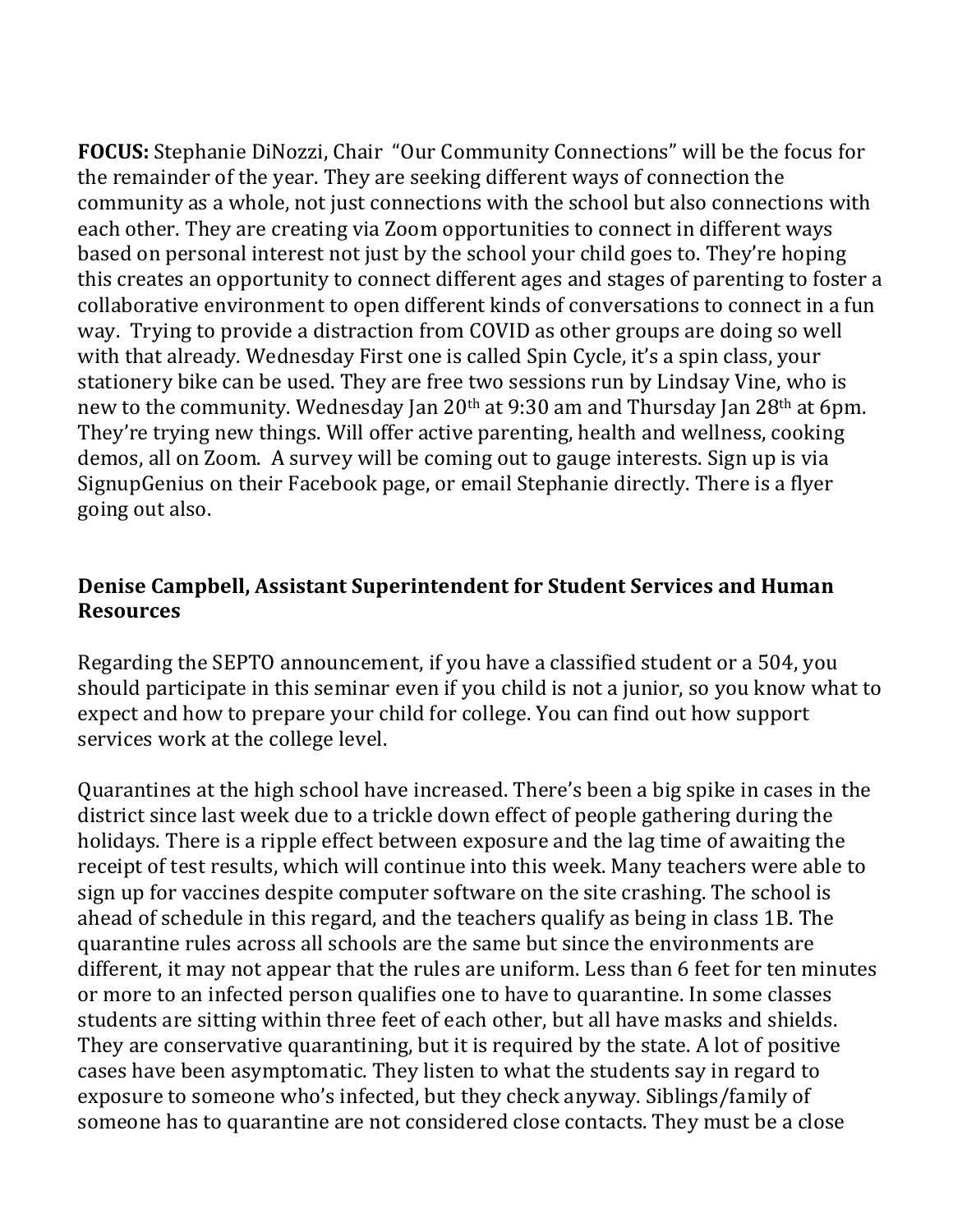**FOCUS:** Stephanie DiNozzi, Chair "Our Community Connections" will be the focus for the remainder of the year. They are seeking different ways of connection the community as a whole, not just connections with the school but also connections with each other. They are creating via Zoom opportunities to connect in different ways based on personal interest not just by the school your child goes to. They're hoping this creates an opportunity to connect different ages and stages of parenting to foster a collaborative environment to open different kinds of conversations to connect in a fun way. Trying to provide a distraction from COVID as other groups are doing so well with that already. Wednesday First one is called Spin Cycle, it's a spin class, your stationery bike can be used. They are free two sessions run by Lindsay Vine, who is new to the community. Wednesday Jan 20th at 9:30 am and Thursday Jan 28th at 6pm. They're trying new things. Will offer active parenting, health and wellness, cooking demos, all on Zoom. A survey will be coming out to gauge interests. Sign up is via SignupGenius on their Facebook page, or email Stephanie directly. There is a flyer going out also.

### Denise Campbell, Assistant Superintendent for Student Services and Human Resources

Regarding the SEPTO announcement, if you have a classified student or a 504, you should participate in this seminar even if you child is not a junior, so you know what to expect and how to prepare your child for college. You can find out how support services work at the college level.

Quarantines at the high school have increased. There's been a big spike in cases in the district since last week due to a trickle down effect of people gathering during the holidays. There is a ripple effect between exposure and the lag time of awaiting the receipt of test results, which will continue into this week. Many teachers were able to sign up for vaccines despite computer software on the site crashing. The school is ahead of schedule in this regard, and the teachers qualify as being in class 1B. The quarantine rules across all schools are the same but since the environments are different, it may not appear that the rules are uniform. Less than 6 feet for ten minutes or more to an infected person qualifies one to have to quarantine. In some classes students are sitting within three feet of each other, but all have masks and shields. They are conservative quarantining, but it is required by the state. A lot of positive cases have been asymptomatic. They listen to what the students say in regard to exposure to someone who's infected, but they check anyway. Siblings/family of someone has to quarantine are not considered close contacts. They must be a close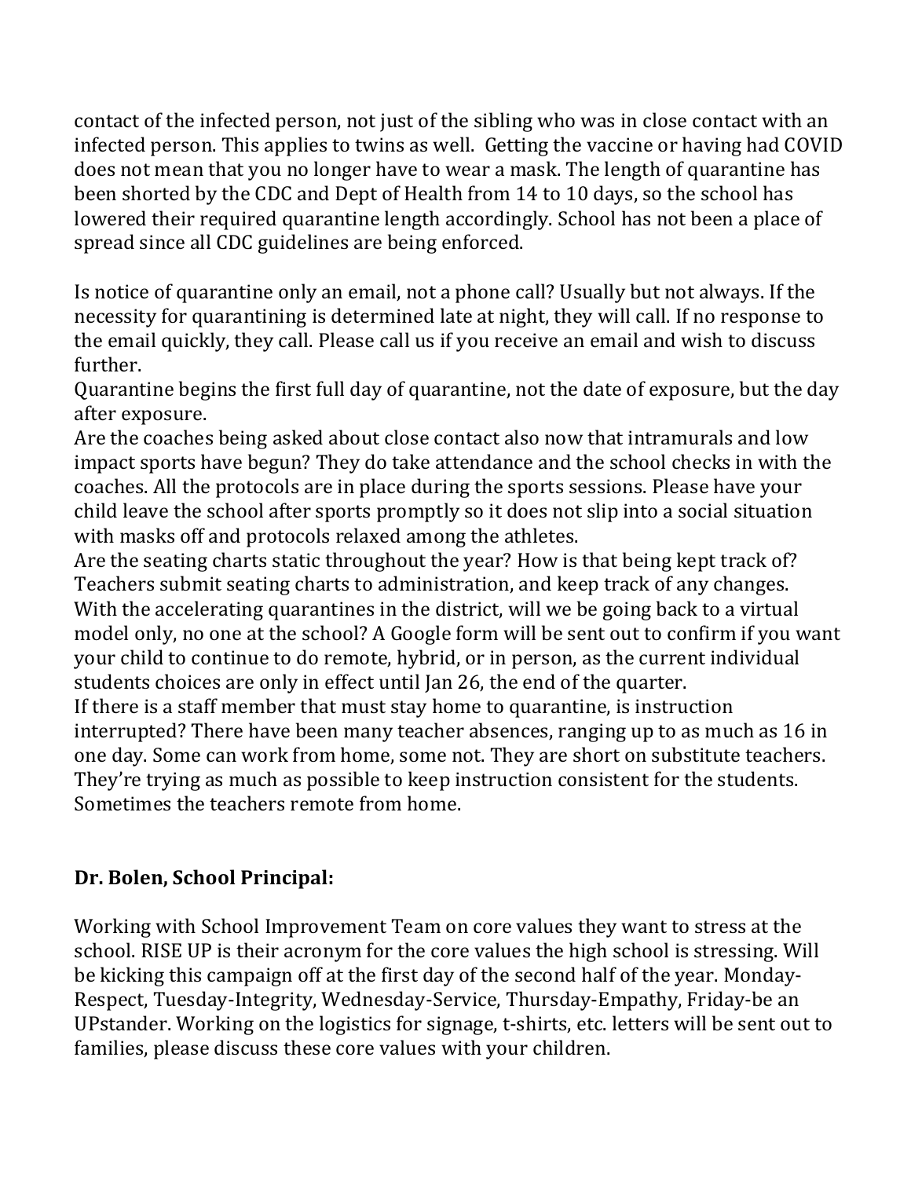contact of the infected person, not just of the sibling who was in close contact with an infected person. This applies to twins as well.  Getting the vaccine or having had COVID does not mean that you no longer have to wear a mask. The length of quarantine has been shorted by the CDC and Dept of Health from 14 to 10 days, so the school has lowered their required quarantine length accordingly. School has not been a place of spread since all CDC guidelines are being enforced.

Is notice of quarantine only an email, not a phone call? Usually but not always. If the necessity for quarantining is determined late at night, they will call. If no response to the email quickly, they call. Please call us if you receive an email and wish to discuss further.
Quarantine begins the first full day of quarantine, not the date of exposure, but the day after exposure.
Are the coaches being asked about close contact also now that intramurals and low impact sports have begun? They do take attendance and the school checks in with the coaches. All the protocols are in place during the sports sessions. Please have your child leave the school after sports promptly so it does not slip into a social situation with masks off and protocols relaxed among the athletes.
Are the seating charts static throughout the year? How is that being kept track of? Teachers submit seating charts to administration, and keep track of any changes.
With the accelerating quarantines in the district, will we be going back to a virtual model only, no one at the school? A Google form will be sent out to confirm if you want your child to continue to do remote, hybrid, or in person, as the current individual students choices are only in effect until Jan 26, the end of the quarter.
If there is a staff member that must stay home to quarantine, is instruction interrupted? There have been many teacher absences, ranging up to as much as 16 in one day. Some can work from home, some not. They are short on substitute teachers. They're trying as much as possible to keep instruction consistent for the students. Sometimes the teachers remote from home.

**Dr. Bolen, School Principal:**

Working with School Improvement Team on core values they want to stress at the school. RISE UP is their acronym for the core values the high school is stressing. Will be kicking this campaign off at the first day of the second half of the year. Monday-Respect, Tuesday-Integrity, Wednesday-Service, Thursday-Empathy, Friday-be an UPstander. Working on the logistics for signage, t-shirts, etc. letters will be sent out to families, please discuss these core values with your children.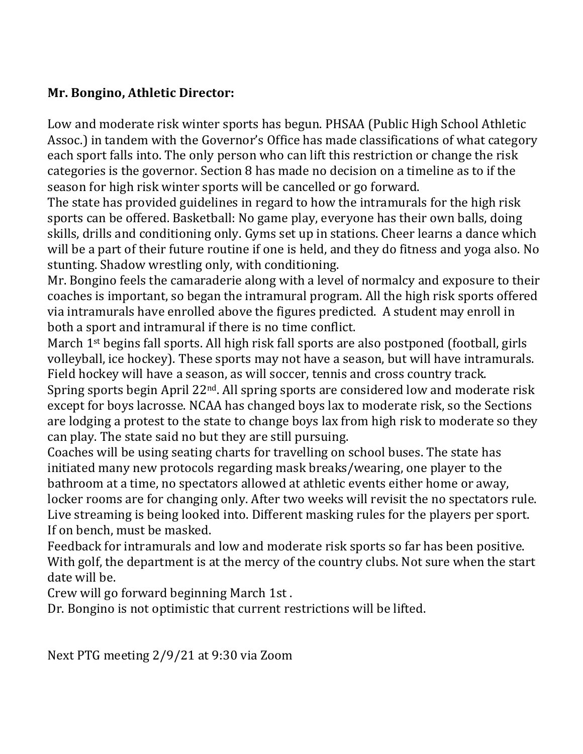**Mr. Bongino, Athletic Director:**

Low and moderate risk winter sports has begun. PHSAA (Public High School Athletic Assoc.) in tandem with the Governor's Office has made classifications of what category each sport falls into. The only person who can lift this restriction or change the risk categories is the governor. Section 8 has made no decision on a timeline as to if the season for high risk winter sports will be cancelled or go forward.

The state has provided guidelines in regard to how the intramurals for the high risk sports can be offered. Basketball: No game play, everyone has their own balls, doing skills, drills and conditioning only. Gyms set up in stations. Cheer learns a dance which will be a part of their future routine if one is held, and they do fitness and yoga also. No stunting. Shadow wrestling only, with conditioning.

Mr. Bongino feels the camaraderie along with a level of normalcy and exposure to their coaches is important, so began the intramural program. All the high risk sports offered via intramurals have enrolled above the figures predicted. A student may enroll in both a sport and intramural if there is no time conflict.

March 1st begins fall sports. All high risk fall sports are also postponed (football, girls volleyball, ice hockey). These sports may not have a season, but will have intramurals. Field hockey will have a season, as will soccer, tennis and cross country track.

Spring sports begin April 22nd. All spring sports are considered low and moderate risk except for boys lacrosse. NCAA has changed boys lax to moderate risk, so the Sections are lodging a protest to the state to change boys lax from high risk to moderate so they can play. The state said no but they are still pursuing.

Coaches will be using seating charts for travelling on school buses. The state has initiated many new protocols regarding mask breaks/wearing, one player to the bathroom at a time, no spectators allowed at athletic events either home or away, locker rooms are for changing only. After two weeks will revisit the no spectators rule. Live streaming is being looked into. Different masking rules for the players per sport. If on bench, must be masked.

Feedback for intramurals and low and moderate risk sports so far has been positive. With golf, the department is at the mercy of the country clubs. Not sure when the start date will be.

Crew will go forward beginning March 1st .

Dr. Bongino is not optimistic that current restrictions will be lifted.

Next PTG meeting 2/9/21 at 9:30 via Zoom